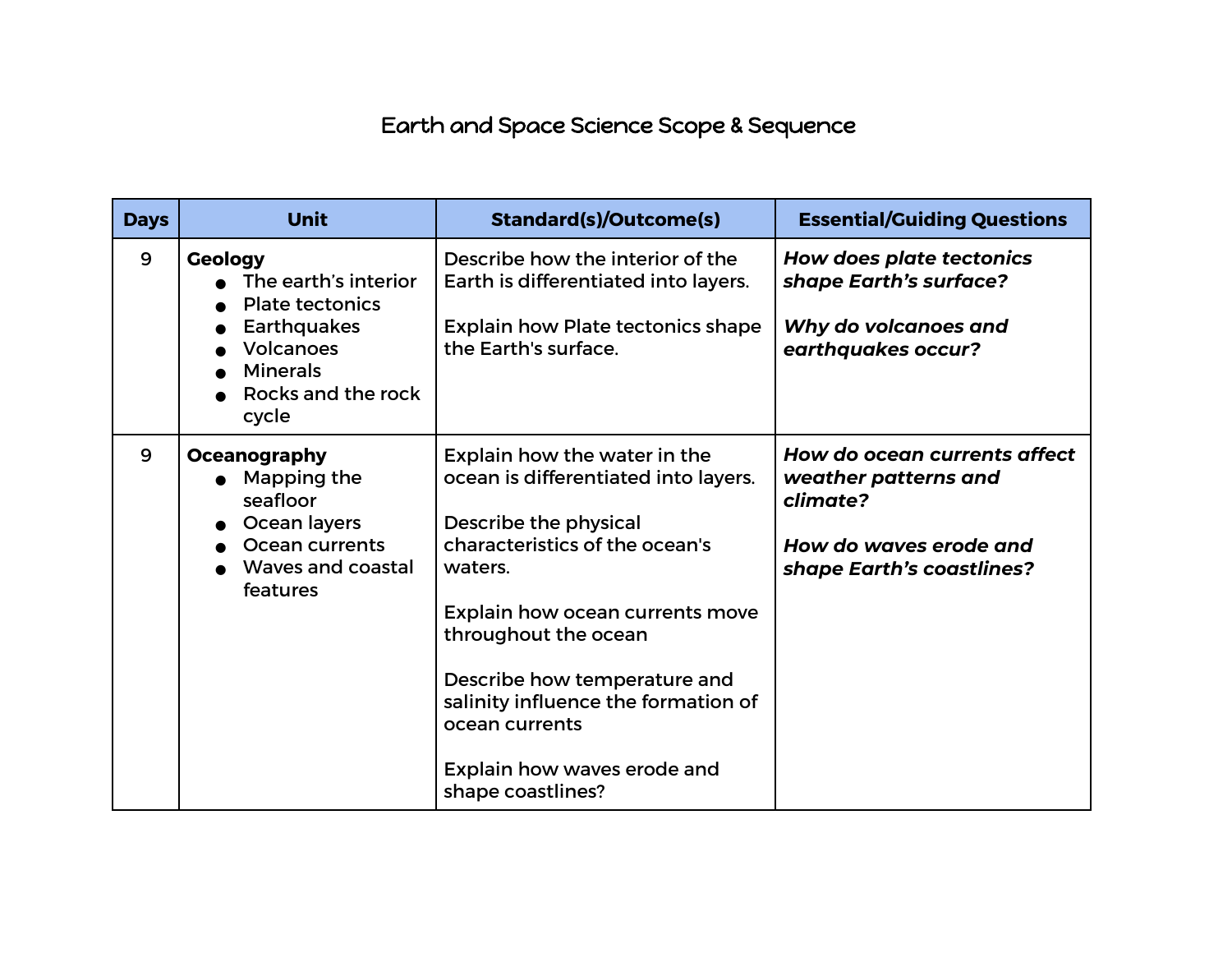# Earth and Space Science Scope & Sequence

| Days | Unit | Standard(s)/Outcome(s) | Essential/Guiding Questions |
|---|---|---|---|
| 9 | **Geology**<br>• The earth's interior<br>• Plate tectonics<br>• Earthquakes<br>• Volcanoes<br>• Minerals<br>• Rocks and the rock cycle | Describe how the interior of the Earth is differentiated into layers.<br><br>Explain how Plate tectonics shape the Earth's surface. | ***How does plate tectonics shape Earth's surface?***<br><br>***Why do volcanoes and earthquakes occur?*** |
| 9 | **Oceanography**<br>• Mapping the seafloor<br>• Ocean layers<br>• Ocean currents<br>• Waves and coastal features | Explain how the water in the ocean is differentiated into layers.<br><br>Describe the physical characteristics of the ocean's waters.<br><br>Explain how ocean currents move throughout the ocean<br><br>Describe how temperature and salinity influence the formation of ocean currents<br><br>Explain how waves erode and shape coastlines? | ***How do ocean currents affect weather patterns and climate?***<br><br>***How do waves erode and shape Earth's coastlines?*** |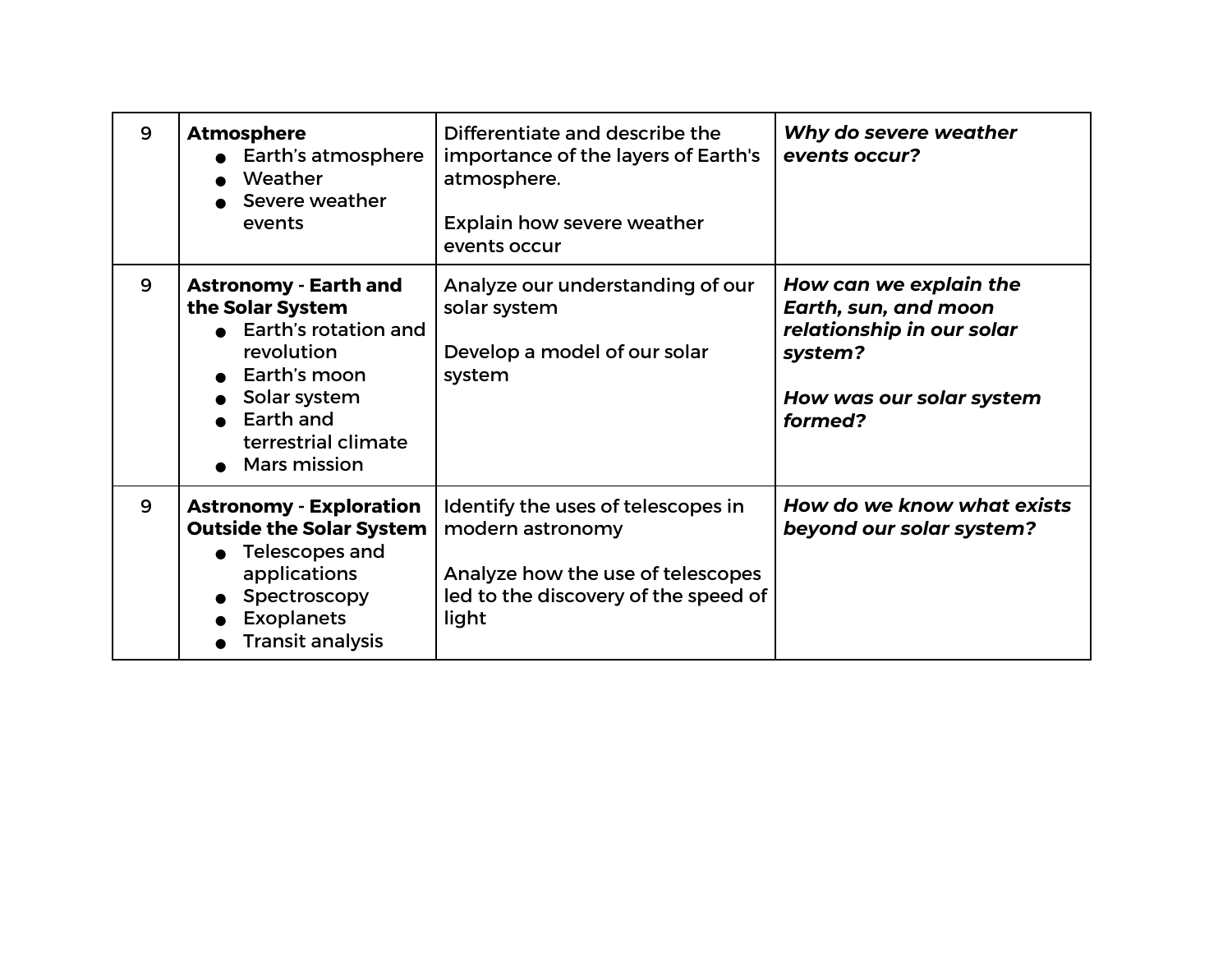| | | | |
|---|---|---|---|
| 9 | **Atmosphere**<br>● Earth's atmosphere<br>● Weather<br>● Severe weather events | Differentiate and describe the importance of the layers of Earth's atmosphere.<br><br>Explain how severe weather events occur | ***Why do severe weather events occur?*** |
| 9 | **Astronomy - Earth and the Solar System**<br>● Earth's rotation and revolution<br>● Earth's moon<br>● Solar system<br>● Earth and terrestrial climate<br>● Mars mission | Analyze our understanding of our solar system<br><br>Develop a model of our solar system | ***How can we explain the Earth, sun, and moon relationship in our solar system?***<br><br>***How was our solar system formed?*** |
| 9 | **Astronomy - Exploration Outside the Solar System**<br>● Telescopes and applications<br>● Spectroscopy<br>● Exoplanets<br>● Transit analysis | Identify the uses of telescopes in modern astronomy<br><br>Analyze how the use of telescopes led to the discovery of the speed of light | ***How do we know what exists beyond our solar system?*** |